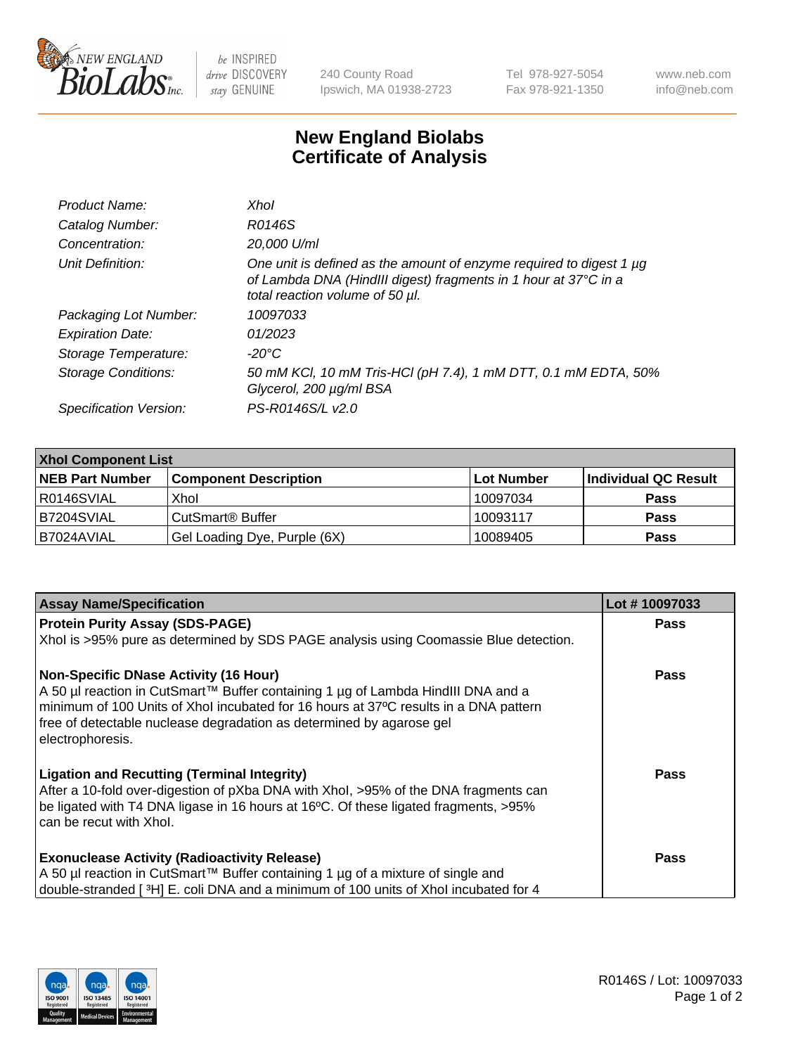New England BioLabs Inc. — be INSPIRED drive DISCOVERY stay GENUINE

240 County Road
Ipswich, MA 01938-2723

Tel 978-927-5054
Fax 978-921-1350

www.neb.com
info@neb.com

# New England Biolabs Certificate of Analysis

| | |
|---|---|
| *Product Name:* | *XhoI* |
| *Catalog Number:* | *R0146S* |
| *Concentration:* | *20,000 U/ml* |
| *Unit Definition:* | *One unit is defined as the amount of enzyme required to digest 1 µg of Lambda DNA (HindIII digest) fragments in 1 hour at 37°C in a total reaction volume of 50 µl.* |
| *Packaging Lot Number:* | *10097033* |
| *Expiration Date:* | *01/2023* |
| *Storage Temperature:* | *-20°C* |
| *Storage Conditions:* | *50 mM KCl, 10 mM Tris-HCl (pH 7.4), 1 mM DTT, 0.1 mM EDTA, 50% Glycerol, 200 µg/ml BSA* |
| *Specification Version:* | *PS-R0146S/L v2.0* |

| **XhoI Component List** | | | |
|---|---|---|---|
| **NEB Part Number** | **Component Description** | **Lot Number** | **Individual QC Result** |
| R0146SVIAL | XhoI | 10097034 | **Pass** |
| B7204SVIAL | CutSmart® Buffer | 10093117 | **Pass** |
| B7024AVIAL | Gel Loading Dye, Purple (6X) | 10089405 | **Pass** |

| **Assay Name/Specification** | **Lot # 10097033** |
|---|---|
| **Protein Purity Assay (SDS-PAGE)**<br>XhoI is >95% pure as determined by SDS PAGE analysis using Coomassie Blue detection. | **Pass** |
| **Non-Specific DNase Activity (16 Hour)**<br>A 50 µl reaction in CutSmart™ Buffer containing 1 µg of Lambda HindIII DNA and a minimum of 100 Units of XhoI incubated for 16 hours at 37ºC results in a DNA pattern free of detectable nuclease degradation as determined by agarose gel electrophoresis. | **Pass** |
| **Ligation and Recutting (Terminal Integrity)**<br>After a 10-fold over-digestion of pXba DNA with XhoI, >95% of the DNA fragments can be ligated with T4 DNA ligase in 16 hours at 16ºC. Of these ligated fragments, >95% can be recut with XhoI. | **Pass** |
| **Exonuclease Activity (Radioactivity Release)**<br>A 50 µl reaction in CutSmart™ Buffer containing 1 µg of a mixture of single and double-stranded [ $^3$H] E. coli DNA and a minimum of 100 units of XhoI incubated for 4 | **Pass** |

R0146S / Lot: 10097033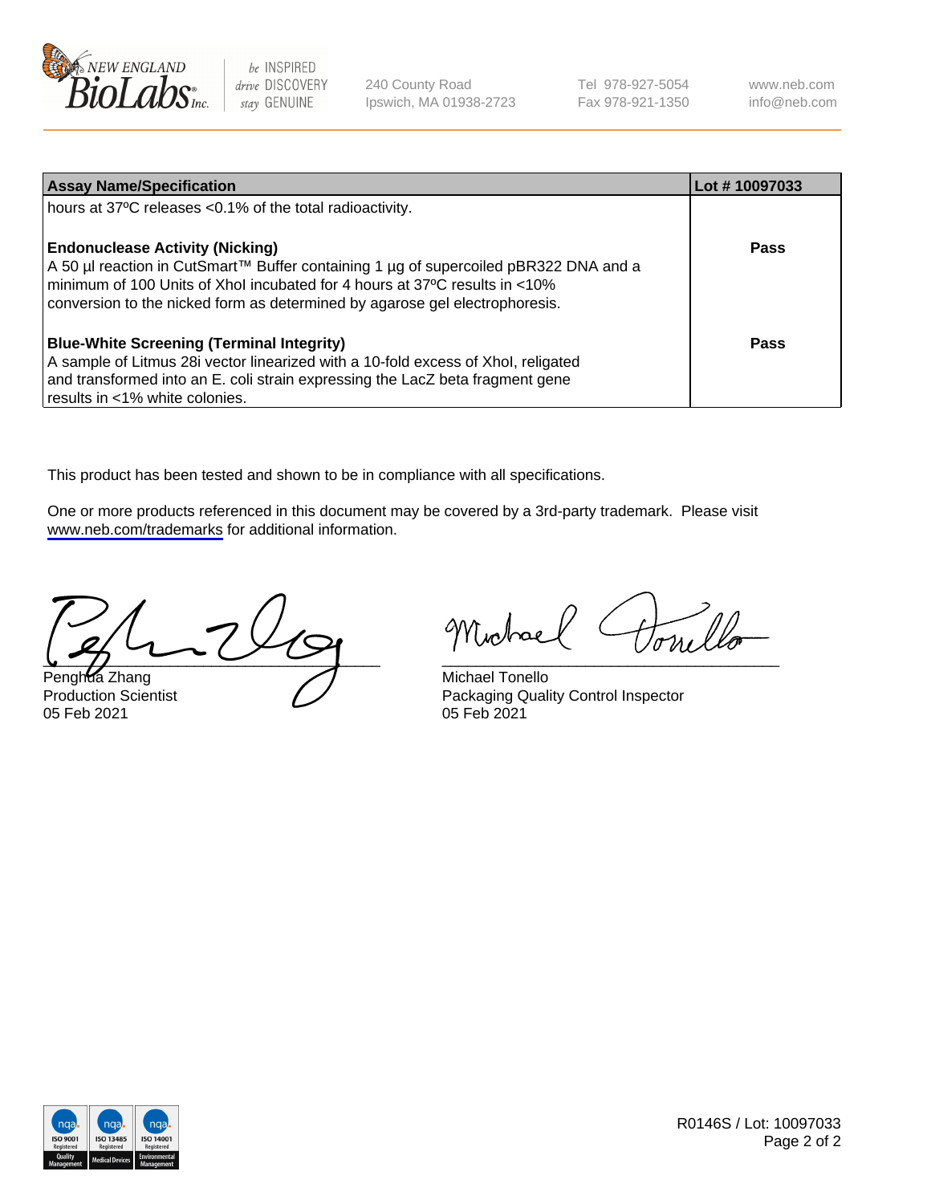| Assay Name/Specification | Lot # 10097033 |
|---|---|
| hours at 37ºC releases <0.1% of the total radioactivity. | |
| **Endonuclease Activity (Nicking)**<br>A 50 µl reaction in CutSmart™ Buffer containing 1 µg of supercoiled pBR322 DNA and a minimum of 100 Units of XhoI incubated for 4 hours at 37ºC results in <10% conversion to the nicked form as determined by agarose gel electrophoresis. | **Pass** |
| **Blue-White Screening (Terminal Integrity)**<br>A sample of Litmus 28i vector linearized with a 10-fold excess of XhoI, religated and transformed into an E. coli strain expressing the LacZ beta fragment gene results in <1% white colonies. | **Pass** |

This product has been tested and shown to be in compliance with all specifications.

One or more products referenced in this document may be covered by a 3rd-party trademark. Please visit www.neb.com/trademarks for additional information.

Penghua Zhang
Production Scientist
05 Feb 2021

Michael Tonello
Packaging Quality Control Inspector
05 Feb 2021

R0146S / Lot: 10097033